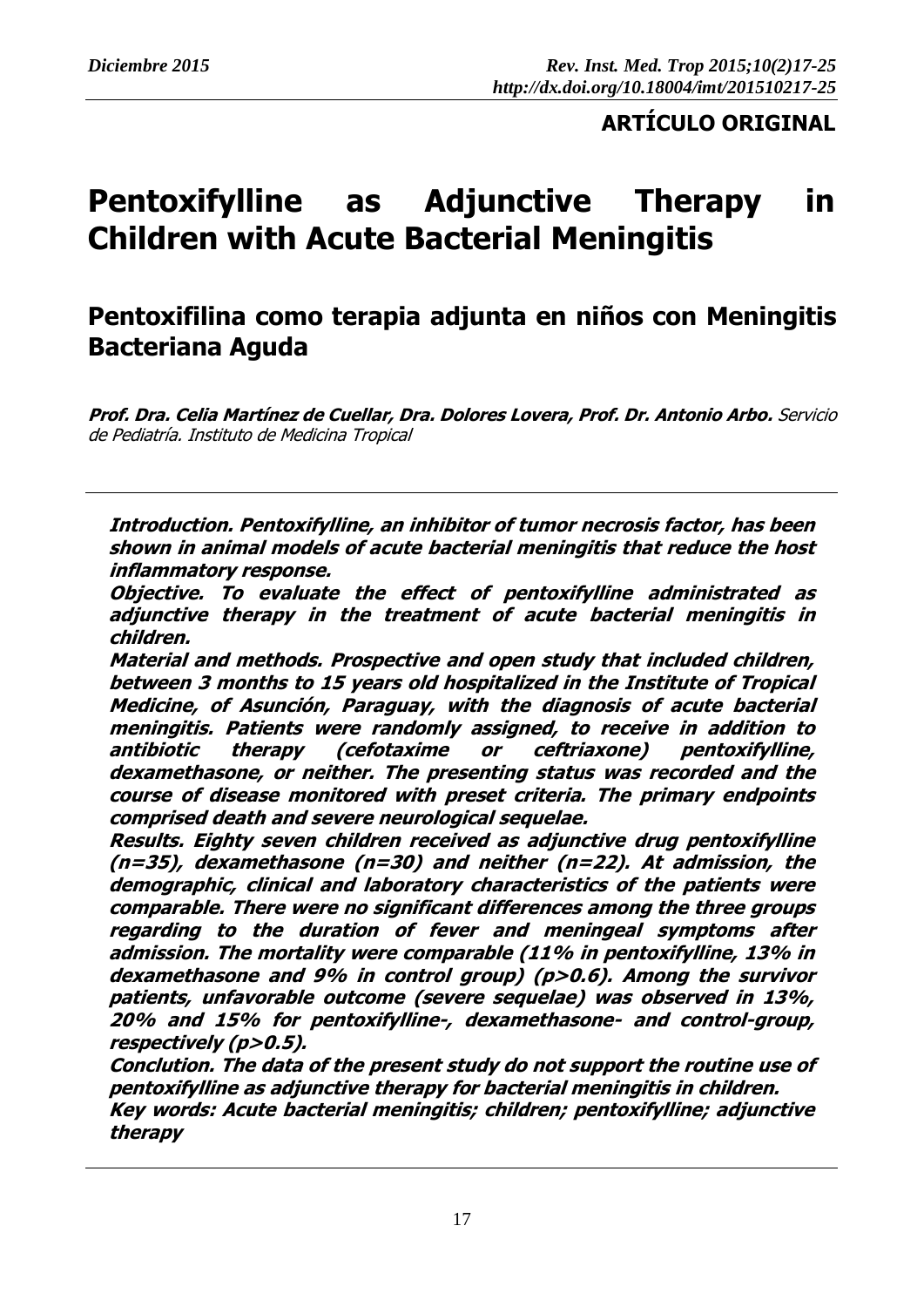**ARTÍCULO ORIGINAL**

# Pentoxifylline as Adjunctive Therapy in Children with Acute Bacterial Meningitis

## Pentoxifilina como terapia adjunta en niños con Meningitis Bacteriana Aguda

***Prof. Dra. Celia Martínez de Cuellar, Dra. Dolores Lovera, Prof. Dr. Antonio Arbo.*** *Servicio de Pediatría. Instituto de Medicina Tropical*

***Introduction. Pentoxifylline, an inhibitor of tumor necrosis factor, has been shown in animal models of acute bacterial meningitis that reduce the host inflammatory response.***

***Objective. To evaluate the effect of pentoxifylline administrated as adjunctive therapy in the treatment of acute bacterial meningitis in children.***

***Material and methods. Prospective and open study that included children, between 3 months to 15 years old hospitalized in the Institute of Tropical Medicine, of Asunción, Paraguay, with the diagnosis of acute bacterial meningitis. Patients were randomly assigned, to receive in addition to antibiotic therapy (cefotaxime or ceftriaxone) pentoxifylline, dexamethasone, or neither. The presenting status was recorded and the course of disease monitored with preset criteria. The primary endpoints comprised death and severe neurological sequelae.***

***Results. Eighty seven children received as adjunctive drug pentoxifylline (n=35), dexamethasone (n=30) and neither (n=22). At admission, the demographic, clinical and laboratory characteristics of the patients were comparable. There were no significant differences among the three groups regarding to the duration of fever and meningeal symptoms after admission. The mortality were comparable (11% in pentoxifylline, 13% in dexamethasone and 9% in control group) (p>0.6). Among the survivor patients, unfavorable outcome (severe sequelae) was observed in 13%, 20% and 15% for pentoxifylline-, dexamethasone- and control-group, respectively (p>0.5).***

***Conclution. The data of the present study do not support the routine use of pentoxifylline as adjunctive therapy for bacterial meningitis in children.***

***Key words: Acute bacterial meningitis; children; pentoxifylline; adjunctive therapy***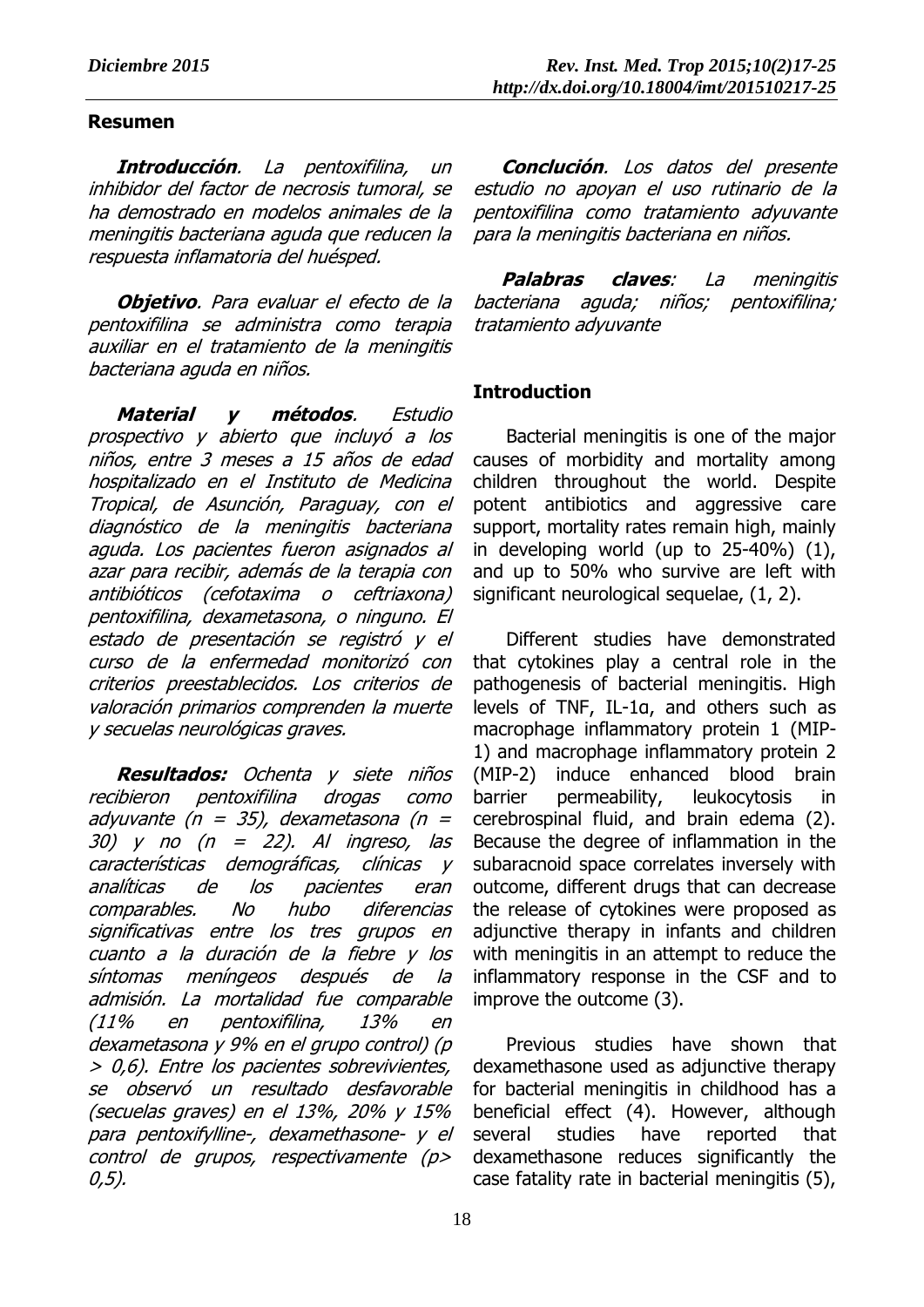## Resumen

***Introducción***. *La pentoxifilina, un inhibidor del factor de necrosis tumoral, se ha demostrado en modelos animales de la meningitis bacteriana aguda que reducen la respuesta inflamatoria del huésped.*

***Objetivo***. *Para evaluar el efecto de la pentoxifilina se administra como terapia auxiliar en el tratamiento de la meningitis bacteriana aguda en niños.*

***Material y métodos***. *Estudio prospectivo y abierto que incluyó a los niños, entre 3 meses a 15 años de edad hospitalizado en el Instituto de Medicina Tropical, de Asunción, Paraguay, con el diagnóstico de la meningitis bacteriana aguda. Los pacientes fueron asignados al azar para recibir, además de la terapia con antibióticos (cefotaxima o ceftriaxona) pentoxifilina, dexametasona, o ninguno. El estado de presentación se registró y el curso de la enfermedad monitorizó con criterios preestablecidos. Los criterios de valoración primarios comprenden la muerte y secuelas neurológicas graves.*

***Resultados:*** *Ochenta y siete niños recibieron pentoxifilina drogas como adyuvante (n = 35), dexametasona (n = 30) y no (n = 22). Al ingreso, las características demográficas, clínicas y analíticas de los pacientes eran comparables. No hubo diferencias significativas entre los tres grupos en cuanto a la duración de la fiebre y los síntomas meníngeos después de la admisión. La mortalidad fue comparable (11% en pentoxifilina, 13% en dexametasona y 9% en el grupo control) (p > 0,6). Entre los pacientes sobrevivientes, se observó un resultado desfavorable (secuelas graves) en el 13%, 20% y 15% para pentoxifylline-, dexamethasone- y el control de grupos, respectivamente (p> 0,5).*

***Conclución***. *Los datos del presente estudio no apoyan el uso rutinario de la pentoxifilina como tratamiento adyuvante para la meningitis bacteriana en niños.*

***Palabras claves***: *La meningitis bacteriana aguda; niños; pentoxifilina; tratamiento adyuvante*

## Introduction

Bacterial meningitis is one of the major causes of morbidity and mortality among children throughout the world. Despite potent antibiotics and aggressive care support, mortality rates remain high, mainly in developing world (up to 25-40%) (1), and up to 50% who survive are left with significant neurological sequelae, (1, 2).

Different studies have demonstrated that cytokines play a central role in the pathogenesis of bacterial meningitis. High levels of TNF, IL-1α, and others such as macrophage inflammatory protein 1 (MIP-1) and macrophage inflammatory protein 2 (MIP-2) induce enhanced blood brain barrier permeability, leukocytosis in cerebrospinal fluid, and brain edema (2). Because the degree of inflammation in the subaracnoid space correlates inversely with outcome, different drugs that can decrease the release of cytokines were proposed as adjunctive therapy in infants and children with meningitis in an attempt to reduce the inflammatory response in the CSF and to improve the outcome (3).

Previous studies have shown that dexamethasone used as adjunctive therapy for bacterial meningitis in childhood has a beneficial effect (4). However, although several studies have reported that dexamethasone reduces significantly the case fatality rate in bacterial meningitis (5),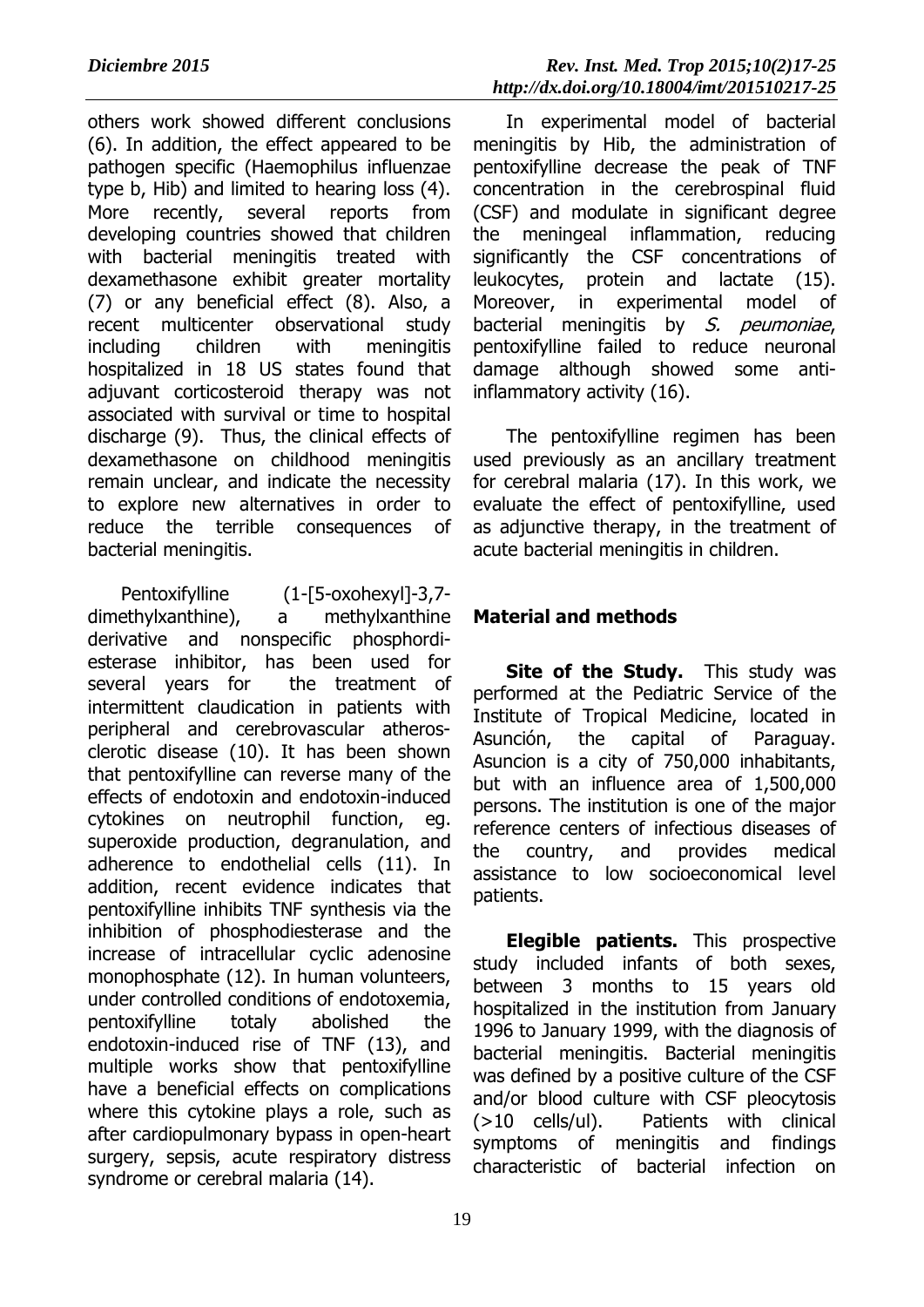others work showed different conclusions (6). In addition, the effect appeared to be pathogen specific (Haemophilus influenzae type b, Hib) and limited to hearing loss (4). More recently, several reports from developing countries showed that children with bacterial meningitis treated with dexamethasone exhibit greater mortality (7) or any beneficial effect (8). Also, a recent multicenter observational study including children with meningitis hospitalized in 18 US states found that adjuvant corticosteroid therapy was not associated with survival or time to hospital discharge (9). Thus, the clinical effects of dexamethasone on childhood meningitis remain unclear, and indicate the necessity to explore new alternatives in order to reduce the terrible consequences of bacterial meningitis.

Pentoxifylline (1-[5-oxohexyl]-3,7-dimethylxanthine), a methylxanthine derivative and nonspecific phosphordi-esterase inhibitor, has been used for several years for the treatment of intermittent claudication in patients with peripheral and cerebrovascular atherosclerotic disease (10). It has been shown that pentoxifylline can reverse many of the effects of endotoxin and endotoxin-induced cytokines on neutrophil function, eg. superoxide production, degranulation, and adherence to endothelial cells (11). In addition, recent evidence indicates that pentoxifylline inhibits TNF synthesis via the inhibition of phosphodiesterase and the increase of intracellular cyclic adenosine monophosphate (12). In human volunteers, under controlled conditions of endotoxemia, pentoxifylline totaly abolished the endotoxin-induced rise of TNF (13), and multiple works show that pentoxifylline have a beneficial effects on complications where this cytokine plays a role, such as after cardiopulmonary bypass in open-heart surgery, sepsis, acute respiratory distress syndrome or cerebral malaria (14).

In experimental model of bacterial meningitis by Hib, the administration of pentoxifylline decrease the peak of TNF concentration in the cerebrospinal fluid (CSF) and modulate in significant degree the meningeal inflammation, reducing significantly the CSF concentrations of leukocytes, protein and lactate (15). Moreover, in experimental model of bacterial meningitis by *S. peumoniae*, pentoxifylline failed to reduce neuronal damage although showed some anti-inflammatory activity (16).

The pentoxifylline regimen has been used previously as an ancillary treatment for cerebral malaria (17). In this work, we evaluate the effect of pentoxifylline, used as adjunctive therapy, in the treatment of acute bacterial meningitis in children.

## Material and methods

**Site of the Study.** This study was performed at the Pediatric Service of the Institute of Tropical Medicine, located in Asunción, the capital of Paraguay. Asuncion is a city of 750,000 inhabitants, but with an influence area of 1,500,000 persons. The institution is one of the major reference centers of infectious diseases of the country, and provides medical assistance to low socioeconomical level patients.

**Elegible patients.** This prospective study included infants of both sexes, between 3 months to 15 years old hospitalized in the institution from January 1996 to January 1999, with the diagnosis of bacterial meningitis. Bacterial meningitis was defined by a positive culture of the CSF and/or blood culture with CSF pleocytosis (>10 cells/ul). Patients with clinical symptoms of meningitis and findings characteristic of bacterial infection on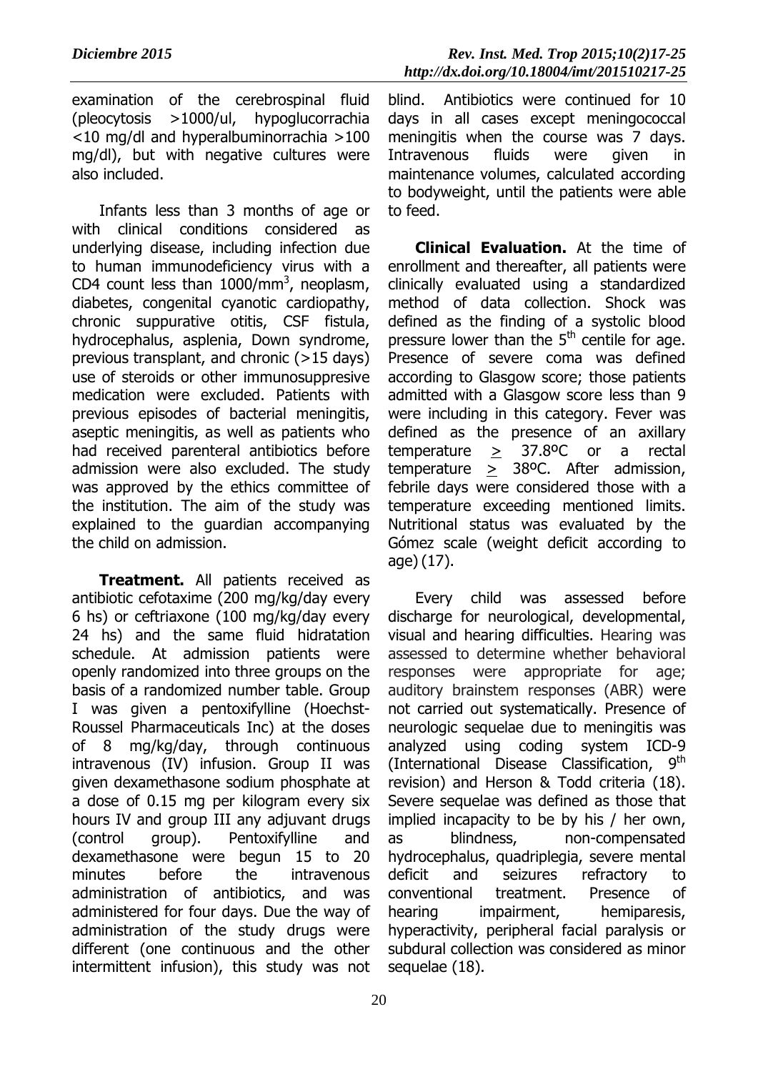examination of the cerebrospinal fluid (pleocytosis >1000/ul, hypoglucorrachia <10 mg/dl and hyperalbuminorrachia >100 mg/dl), but with negative cultures were also included.

Infants less than 3 months of age or with clinical conditions considered as underlying disease, including infection due to human immunodeficiency virus with a CD4 count less than 1000/mm$^3$, neoplasm, diabetes, congenital cyanotic cardiopathy, chronic suppurative otitis, CSF fistula, hydrocephalus, asplenia, Down syndrome, previous transplant, and chronic (>15 days) use of steroids or other immunosuppresive medication were excluded. Patients with previous episodes of bacterial meningitis, aseptic meningitis, as well as patients who had received parenteral antibiotics before admission were also excluded. The study was approved by the ethics committee of the institution. The aim of the study was explained to the guardian accompanying the child on admission.

**Treatment.** All patients received as antibiotic cefotaxime (200 mg/kg/day every 6 hs) or ceftriaxone (100 mg/kg/day every 24 hs) and the same fluid hidratation schedule. At admission patients were openly randomized into three groups on the basis of a randomized number table. Group I was given a pentoxifylline (Hoechst-Roussel Pharmaceuticals Inc) at the doses of 8 mg/kg/day, through continuous intravenous (IV) infusion. Group II was given dexamethasone sodium phosphate at a dose of 0.15 mg per kilogram every six hours IV and group III any adjuvant drugs (control group). Pentoxifylline and dexamethasone were begun 15 to 20 minutes before the intravenous administration of antibiotics, and was administered for four days. Due the way of administration of the study drugs were different (one continuous and the other intermittent infusion), this study was not blind. Antibiotics were continued for 10 days in all cases except meningococcal meningitis when the course was 7 days. Intravenous fluids were given in maintenance volumes, calculated according to bodyweight, until the patients were able to feed.

**Clinical Evaluation.** At the time of enrollment and thereafter, all patients were clinically evaluated using a standardized method of data collection. Shock was defined as the finding of a systolic blood pressure lower than the 5$^{th}$ centile for age. Presence of severe coma was defined according to Glasgow score; those patients admitted with a Glasgow score less than 9 were including in this category. Fever was defined as the presence of an axillary temperature $\geq$ 37.8ºC or a rectal temperature $\geq$ 38ºC. After admission, febrile days were considered those with a temperature exceeding mentioned limits. Nutritional status was evaluated by the Gómez scale (weight deficit according to age) (17).

Every child was assessed before discharge for neurological, developmental, visual and hearing difficulties. Hearing was assessed to determine whether behavioral responses were appropriate for age; auditory brainstem responses (ABR) were not carried out systematically. Presence of neurologic sequelae due to meningitis was analyzed using coding system ICD-9 (International Disease Classification, 9$^{th}$ revision) and Herson & Todd criteria (18). Severe sequelae was defined as those that implied incapacity to be by his / her own, as blindness, non-compensated hydrocephalus, quadriplegia, severe mental deficit and seizures refractory to conventional treatment. Presence of hearing impairment, hemiparesis, hyperactivity, peripheral facial paralysis or subdural collection was considered as minor sequelae (18).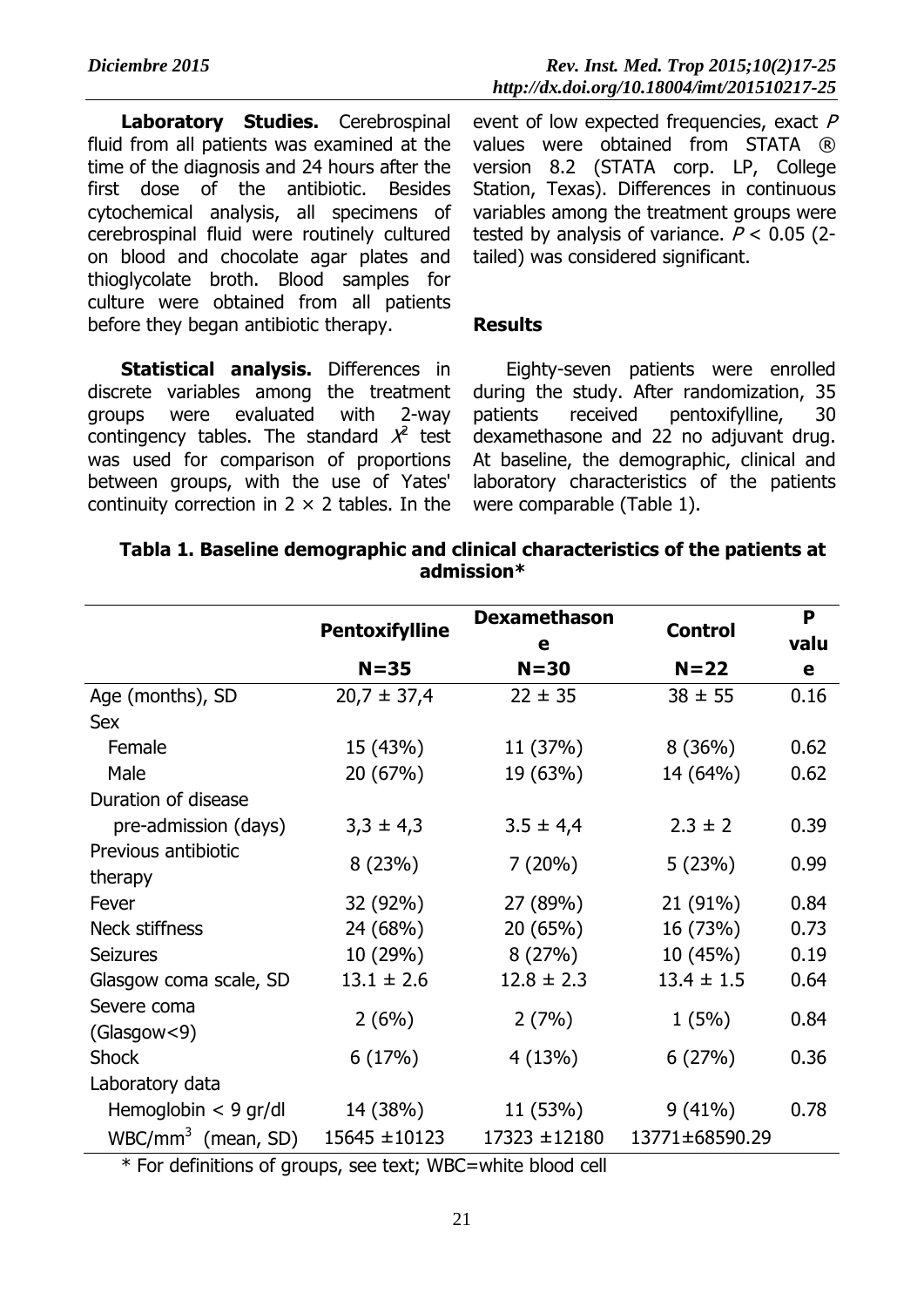**Laboratory Studies.** Cerebrospinal fluid from all patients was examined at the time of the diagnosis and 24 hours after the first dose of the antibiotic. Besides cytochemical analysis, all specimens of cerebrospinal fluid were routinely cultured on blood and chocolate agar plates and thioglycolate broth. Blood samples for culture were obtained from all patients before they began antibiotic therapy.

**Statistical analysis.** Differences in discrete variables among the treatment groups were evaluated with 2-way contingency tables. The standard $X^2$ test was used for comparison of proportions between groups, with the use of Yates' continuity correction in 2 × 2 tables. In the event of low expected frequencies, exact $P$ values were obtained from STATA ® version 8.2 (STATA corp. LP, College Station, Texas). Differences in continuous variables among the treatment groups were tested by analysis of variance. $P < 0.05$ (2-tailed) was considered significant.

## Results

Eighty-seven patients were enrolled during the study. After randomization, 35 patients received pentoxifylline, 30 dexamethasone and 22 no adjuvant drug. At baseline, the demographic, clinical and laboratory characteristics of the patients were comparable (Table 1).

**Tabla 1. Baseline demographic and clinical characteristics of the patients at admission***

| | Pentoxifylline N=35 | Dexamethasone N=30 | Control N=22 | P value |
|---|---|---|---|---|
| Age (months), SD | 20,7 ± 37,4 | 22 ± 35 | 38 ± 55 | 0.16 |
| Sex | | | | |
| Female | 15 (43%) | 11 (37%) | 8 (36%) | 0.62 |
| Male | 20 (67%) | 19 (63%) | 14 (64%) | 0.62 |
| Duration of disease | | | | |
| pre-admission (days) | 3,3 ± 4,3 | 3.5 ± 4,4 | 2.3 ± 2 | 0.39 |
| Previous antibiotic therapy | 8 (23%) | 7 (20%) | 5 (23%) | 0.99 |
| Fever | 32 (92%) | 27 (89%) | 21 (91%) | 0.84 |
| Neck stiffness | 24 (68%) | 20 (65%) | 16 (73%) | 0.73 |
| Seizures | 10 (29%) | 8 (27%) | 10 (45%) | 0.19 |
| Glasgow coma scale, SD | 13.1 ± 2.6 | 12.8 ± 2.3 | 13.4 ± 1.5 | 0.64 |
| Severe coma (Glasgow<9) | 2 (6%) | 2 (7%) | 1 (5%) | 0.84 |
| Shock | 6 (17%) | 4 (13%) | 6 (27%) | 0.36 |
| Laboratory data | | | | |
| Hemoglobin < 9 gr/dl | 14 (38%) | 11 (53%) | 9 (41%) | 0.78 |
| WBC/mm$^3$ (mean, SD) | 15645 ±10123 | 17323 ±12180 | 13771±68590.29 | |

* For definitions of groups, see text; WBC=white blood cell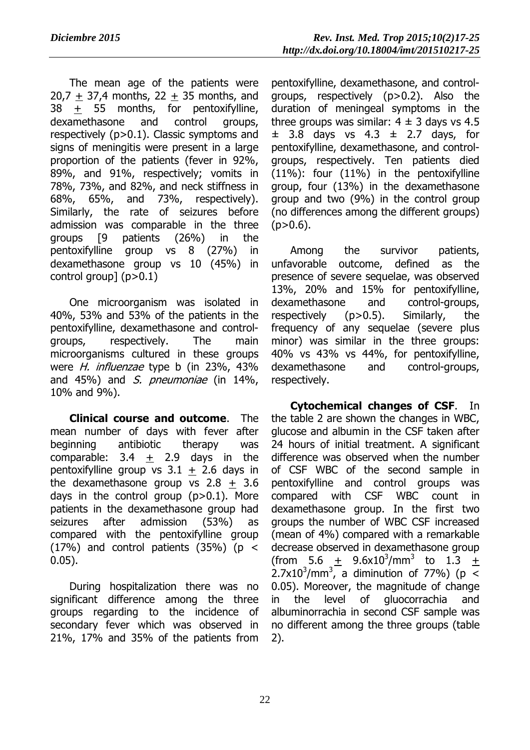The mean age of the patients were 20,7 ± 37,4 months, 22 ± 35 months, and 38 ± 55 months, for pentoxifylline, dexamethasone and control groups, respectively ($p > 0.1$). Classic symptoms and signs of meningitis were present in a large proportion of the patients (fever in 92%, 89%, and 91%, respectively; vomits in 78%, 73%, and 82%, and neck stiffness in 68%, 65%, and 73%, respectively). Similarly, the rate of seizures before admission was comparable in the three groups [9 patients (26%) in the pentoxifylline group vs 8 (27%) in dexamethasone group vs 10 (45%) in control group] ($p > 0.1$)

One microorganism was isolated in 40%, 53% and 53% of the patients in the pentoxifylline, dexamethasone and control-groups, respectively. The main microorganisms cultured in these groups were *H. influenzae* type b (in 23%, 43% and 45%) and *S. pneumoniae* (in 14%, 10% and 9%).

**Clinical course and outcome**. The mean number of days with fever after beginning antibiotic therapy was comparable: 3.4 ± 2.9 days in the pentoxifylline group vs 3.1 ± 2.6 days in the dexamethasone group vs 2.8 ± 3.6 days in the control group ($p > 0.1$). More patients in the dexamethasone group had seizures after admission (53%) as compared with the pentoxifylline group (17%) and control patients (35%) ($p < 0.05$).

During hospitalization there was no significant difference among the three groups regarding to the incidence of secondary fever which was observed in 21%, 17% and 35% of the patients from pentoxifylline, dexamethasone, and control-groups, respectively ($p > 0.2$). Also the duration of meningeal symptoms in the three groups was similar: 4 ± 3 days vs 4.5 ± 3.8 days vs 4.3 ± 2.7 days, for pentoxifylline, dexamethasone, and control-groups, respectively. Ten patients died (11%): four (11%) in the pentoxifylline group, four (13%) in the dexamethasone group and two (9%) in the control group (no differences among the different groups) ($p > 0.6$).

Among the survivor patients, unfavorable outcome, defined as the presence of severe sequelae, was observed 13%, 20% and 15% for pentoxifylline, dexamethasone and control-groups, respectively ($p > 0.5$). Similarly, the frequency of any sequelae (severe plus minor) was similar in the three groups: 40% vs 43% vs 44%, for pentoxifylline, dexamethasone and control-groups, respectively.

**Cytochemical changes of CSF**. In the table 2 are shown the changes in WBC, glucose and albumin in the CSF taken after 24 hours of initial treatment. A significant difference was observed when the number of CSF WBC of the second sample in pentoxifylline and control groups was compared with CSF WBC count in dexamethasone group. In the first two groups the number of WBC CSF increased (mean of 4%) compared with a remarkable decrease observed in dexamethasone group (from $5.6 \pm 9.6 \times 10^3/mm^3$ to $1.3 \pm 2.7 \times 10^3/mm^3$, a diminution of 77%) ($p < 0.05$). Moreover, the magnitude of change in the level of gluocorrachia and albuminorrachia in second CSF sample was no different among the three groups (table 2).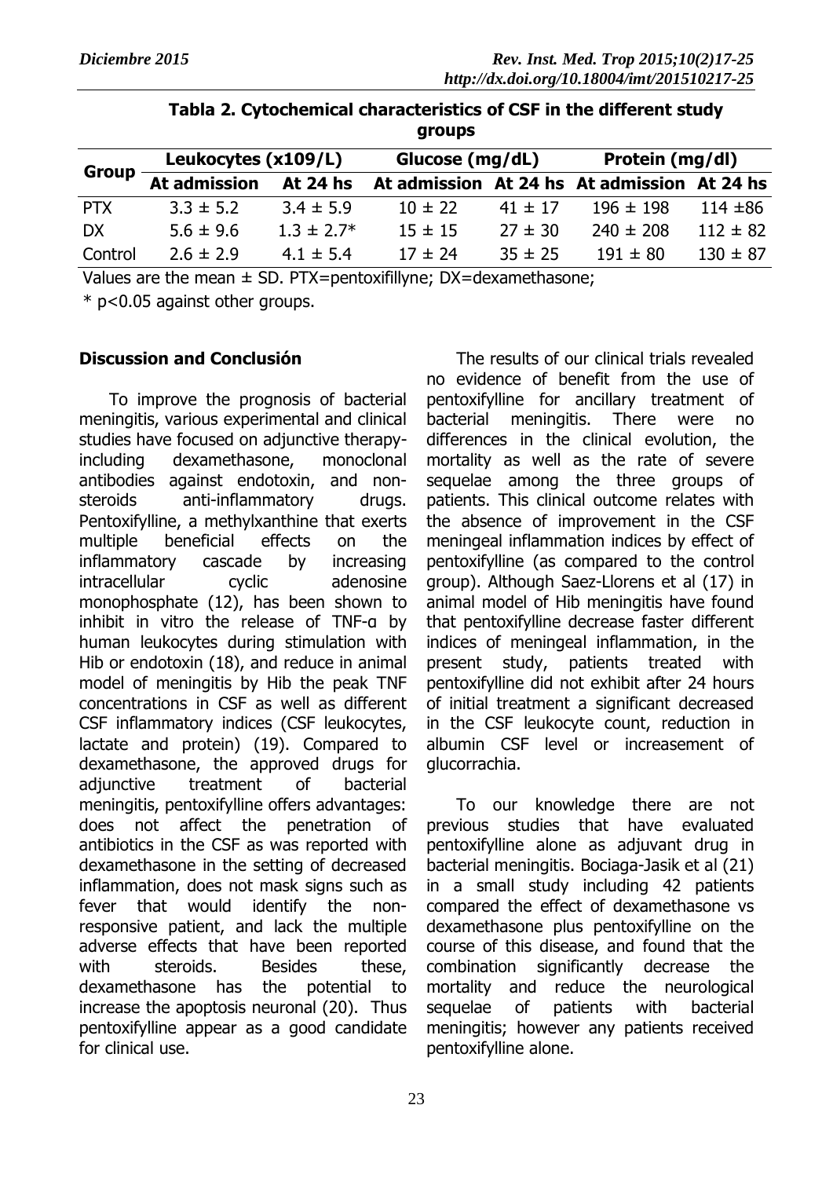**Tabla 2. Cytochemical characteristics of CSF in the different study groups**

| Group | Leukocytes (x109/L) | | Glucose (mg/dL) | | Protein (mg/dl) | |
|---|---|---|---|---|---|---|
| | At admission | At 24 hs | At admission | At 24 hs | At admission | At 24 hs |
| PTX | 3.3 ± 5.2 | 3.4 ± 5.9 | 10 ± 22 | 41 ± 17 | 196 ± 198 | 114 ±86 |
| DX | 5.6 ± 9.6 | 1.3 ± 2.7* | 15 ± 15 | 27 ± 30 | 240 ± 208 | 112 ± 82 |
| Control | 2.6 ± 2.9 | 4.1 ± 5.4 | 17 ± 24 | 35 ± 25 | 191 ± 80 | 130 ± 87 |

Values are the mean ± SD. PTX=pentoxifillyne; DX=dexamethasone;

* $p<0.05$ against other groups.

**Discussion and Conclusión**

To improve the prognosis of bacterial meningitis, various experimental and clinical studies have focused on adjunctive therapy- including dexamethasone, monoclonal antibodies against endotoxin, and non-steroids anti-inflammatory drugs. Pentoxifylline, a methylxanthine that exerts multiple beneficial effects on the inflammatory cascade by increasing intracellular cyclic adenosine monophosphate (12), has been shown to inhibit in vitro the release of TNF-α by human leukocytes during stimulation with Hib or endotoxin (18), and reduce in animal model of meningitis by Hib the peak TNF concentrations in CSF as well as different CSF inflammatory indices (CSF leukocytes, lactate and protein) (19). Compared to dexamethasone, the approved drugs for adjunctive treatment of bacterial meningitis, pentoxifylline offers advantages: does not affect the penetration of antibiotics in the CSF as was reported with dexamethasone in the setting of decreased inflammation, does not mask signs such as fever that would identify the non-responsive patient, and lack the multiple adverse effects that have been reported with steroids. Besides these, dexamethasone has the potential to increase the apoptosis neuronal (20). Thus pentoxifylline appear as a good candidate for clinical use.

The results of our clinical trials revealed no evidence of benefit from the use of pentoxifylline for ancillary treatment of bacterial meningitis. There were no differences in the clinical evolution, the mortality as well as the rate of severe sequelae among the three groups of patients. This clinical outcome relates with the absence of improvement in the CSF meningeal inflammation indices by effect of pentoxifylline (as compared to the control group). Although Saez-Llorens et al (17) in animal model of Hib meningitis have found that pentoxifylline decrease faster different indices of meningeal inflammation, in the present study, patients treated with pentoxifylline did not exhibit after 24 hours of initial treatment a significant decreased in the CSF leukocyte count, reduction in albumin CSF level or increasement of glucorrachia.

To our knowledge there are not previous studies that have evaluated pentoxifylline alone as adjuvant drug in bacterial meningitis. Bociaga-Jasik et al (21) in a small study including 42 patients compared the effect of dexamethasone vs dexamethasone plus pentoxifylline on the course of this disease, and found that the combination significantly decrease the mortality and reduce the neurological sequelae of patients with bacterial meningitis; however any patients received pentoxifylline alone.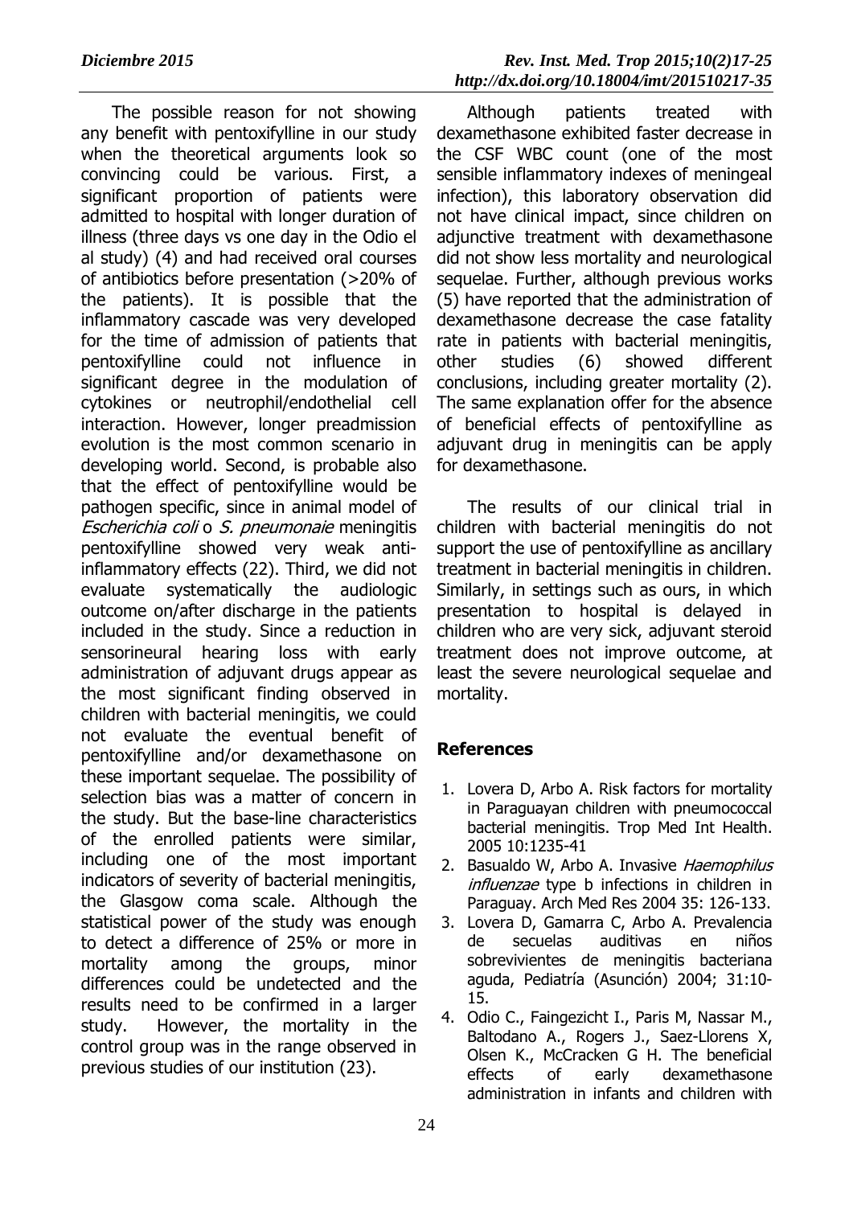The possible reason for not showing any benefit with pentoxifylline in our study when the theoretical arguments look so convincing could be various. First, a significant proportion of patients were admitted to hospital with longer duration of illness (three days vs one day in the Odio el al study) (4) and had received oral courses of antibiotics before presentation (>20% of the patients). It is possible that the inflammatory cascade was very developed for the time of admission of patients that pentoxifylline could not influence in significant degree in the modulation of cytokines or neutrophil/endothelial cell interaction. However, longer preadmission evolution is the most common scenario in developing world. Second, is probable also that the effect of pentoxifylline would be pathogen specific, since in animal model of *Escherichia coli* o *S. pneumonaie* meningitis pentoxifylline showed very weak anti-inflammatory effects (22). Third, we did not evaluate systematically the audiologic outcome on/after discharge in the patients included in the study. Since a reduction in sensorineural hearing loss with early administration of adjuvant drugs appear as the most significant finding observed in children with bacterial meningitis, we could not evaluate the eventual benefit of pentoxifylline and/or dexamethasone on these important sequelae. The possibility of selection bias was a matter of concern in the study. But the base-line characteristics of the enrolled patients were similar, including one of the most important indicators of severity of bacterial meningitis, the Glasgow coma scale. Although the statistical power of the study was enough to detect a difference of 25% or more in mortality among the groups, minor differences could be undetected and the results need to be confirmed in a larger study. However, the mortality in the control group was in the range observed in previous studies of our institution (23).

Although patients treated with dexamethasone exhibited faster decrease in the CSF WBC count (one of the most sensible inflammatory indexes of meningeal infection), this laboratory observation did not have clinical impact, since children on adjunctive treatment with dexamethasone did not show less mortality and neurological sequelae. Further, although previous works (5) have reported that the administration of dexamethasone decrease the case fatality rate in patients with bacterial meningitis, other studies (6) showed different conclusions, including greater mortality (2). The same explanation offer for the absence of beneficial effects of pentoxifylline as adjuvant drug in meningitis can be apply for dexamethasone.

The results of our clinical trial in children with bacterial meningitis do not support the use of pentoxifylline as ancillary treatment in bacterial meningitis in children. Similarly, in settings such as ours, in which presentation to hospital is delayed in children who are very sick, adjuvant steroid treatment does not improve outcome, at least the severe neurological sequelae and mortality.

## References

1. Lovera D, Arbo A. Risk factors for mortality in Paraguayan children with pneumococcal bacterial meningitis. Trop Med Int Health. 2005 10:1235-41
2. Basualdo W, Arbo A. Invasive *Haemophilus influenzae* type b infections in children in Paraguay. Arch Med Res 2004 35: 126-133.
3. Lovera D, Gamarra C, Arbo A. Prevalencia de secuelas auditivas en niños sobrevivientes de meningitis bacteriana aguda, Pediatría (Asunción) 2004; 31:10-15.
4. Odio C., Faingezicht I., Paris M, Nassar M., Baltodano A., Rogers J., Saez-Llorens X, Olsen K., McCracken G H. The beneficial effects of early dexamethasone administration in infants and children with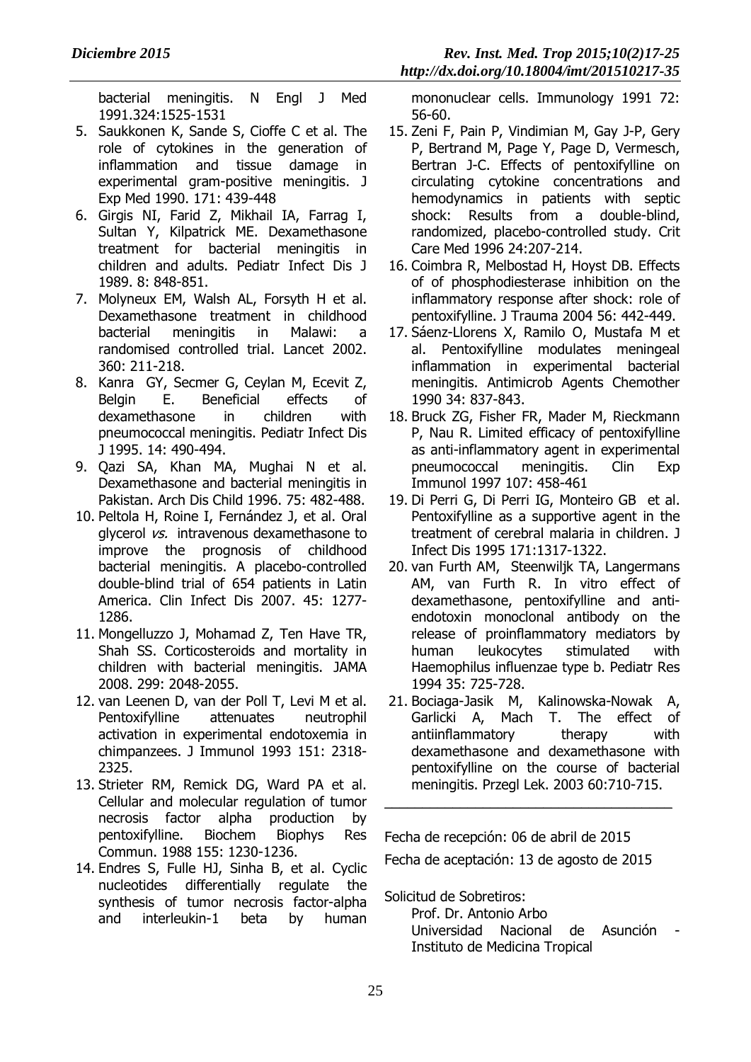bacterial meningitis. N Engl J Med 1991.324:1525-1531

5. Saukkonen K, Sande S, Cioffe C et al. The role of cytokines in the generation of inflammation and tissue damage in experimental gram-positive meningitis. J Exp Med 1990. 171: 439-448
6. Girgis NI, Farid Z, Mikhail IA, Farrag I, Sultan Y, Kilpatrick ME. Dexamethasone treatment for bacterial meningitis in children and adults. Pediatr Infect Dis J 1989. 8: 848-851.
7. Molyneux EM, Walsh AL, Forsyth H et al. Dexamethasone treatment in childhood bacterial meningitis in Malawi: a randomised controlled trial. Lancet 2002. 360: 211-218.
8. Kanra GY, Secmer G, Ceylan M, Ecevit Z, Belgin E. Beneficial effects of dexamethasone in children with pneumococcal meningitis. Pediatr Infect Dis J 1995. 14: 490-494.
9. Qazi SA, Khan MA, Mughai N et al. Dexamethasone and bacterial meningitis in Pakistan. Arch Dis Child 1996. 75: 482-488.
10. Peltola H, Roine I, Fernández J, et al. Oral glycerol *vs.* intravenous dexamethasone to improve the prognosis of childhood bacterial meningitis. A placebo-controlled double-blind trial of 654 patients in Latin America. Clin Infect Dis 2007. 45: 1277-1286.
11. Mongelluzzo J, Mohamad Z, Ten Have TR, Shah SS. Corticosteroids and mortality in children with bacterial meningitis. JAMA 2008. 299: 2048-2055.
12. van Leenen D, van der Poll T, Levi M et al. Pentoxifylline attenuates neutrophil activation in experimental endotoxemia in chimpanzees. J Immunol 1993 151: 2318-2325.
13. Strieter RM, Remick DG, Ward PA et al. Cellular and molecular regulation of tumor necrosis factor alpha production by pentoxifylline. Biochem Biophys Res Commun. 1988 155: 1230-1236.
14. Endres S, Fulle HJ, Sinha B, et al. Cyclic nucleotides differentially regulate the synthesis of tumor necrosis factor-alpha and interleukin-1 beta by human mononuclear cells. Immunology 1991 72: 56-60.
15. Zeni F, Pain P, Vindimian M, Gay J-P, Gery P, Bertrand M, Page Y, Page D, Vermesch, Bertran J-C. Effects of pentoxifylline on circulating cytokine concentrations and hemodynamics in patients with septic shock: Results from a double-blind, randomized, placebo-controlled study. Crit Care Med 1996 24:207-214.
16. Coimbra R, Melbostad H, Hoyst DB. Effects of of phosphodiesterase inhibition on the inflammatory response after shock: role of pentoxifylline. J Trauma 2004 56: 442-449.
17. Sáenz-Llorens X, Ramilo O, Mustafa M et al. Pentoxifylline modulates meningeal inflammation in experimental bacterial meningitis. Antimicrob Agents Chemother 1990 34: 837-843.
18. Bruck ZG, Fisher FR, Mader M, Rieckmann P, Nau R. Limited efficacy of pentoxifylline as anti-inflammatory agent in experimental pneumococcal meningitis. Clin Exp Immunol 1997 107: 458-461
19. Di Perri G, Di Perri IG, Monteiro GB et al. Pentoxifylline as a supportive agent in the treatment of cerebral malaria in children. J Infect Dis 1995 171:1317-1322.
20. van Furth AM, Steenwiljk TA, Langermans AM, van Furth R. In vitro effect of dexamethasone, pentoxifylline and anti-endotoxin monoclonal antibody on the release of proinflammatory mediators by human leukocytes stimulated with Haemophilus influenzae type b. Pediatr Res 1994 35: 725-728.
21. Bociaga-Jasik M, Kalinowska-Nowak A, Garlicki A, Mach T. The effect of antiinflammatory therapy with dexamethasone and dexamethasone with pentoxifylline on the course of bacterial meningitis. Przegl Lek. 2003 60:710-715.

---

Fecha de recepción: 06 de abril de 2015

Fecha de aceptación: 13 de agosto de 2015

Solicitud de Sobretiros:
Prof. Dr. Antonio Arbo
Universidad Nacional de Asunción - Instituto de Medicina Tropical